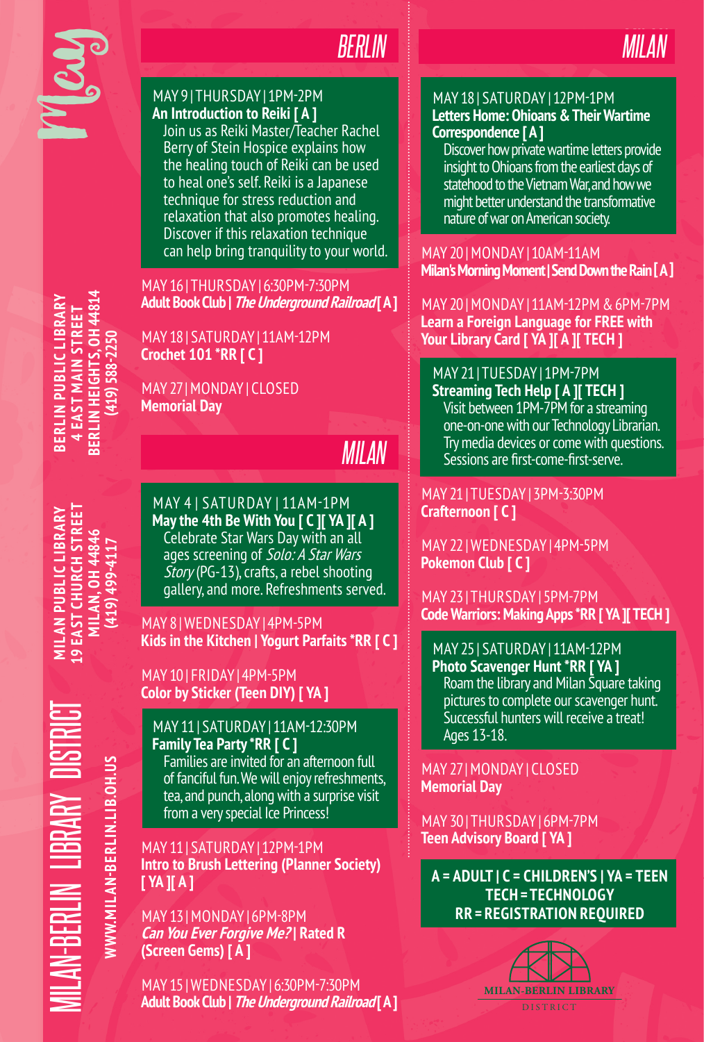# May

## MILAN-BERLIN LIBRARY DISTRICT

WWW.MILAN-BERLIN.LIB.OH.US

**BERLIN PUBLIC LIBRARY**
**4 EAST MAIN STREET**
**BERLIN HEIGHTS, OH 44814**
**(419) 588-2250**

**MILAN PUBLIC LIBRARY**
**19 EAST CHURCH STREET**
**MILAN, OH 44846**
**(419) 499-4117**

## BERLIN

MAY 9 | THURSDAY | 1PM-2PM
**An Introduction to Reiki [ A ]**
Join us as Reiki Master/Teacher Rachel Berry of Stein Hospice explains how the healing touch of Reiki can be used to heal one's self. Reiki is a Japanese technique for stress reduction and relaxation that also promotes healing. Discover if this relaxation technique can help bring tranquility to your world.

MAY 16 | THURSDAY | 6:30PM-7:30PM
**Adult Book Club | *The Underground Railroad* [ A ]**

MAY 18 | SATURDAY | 11AM-12PM
**Crochet 101 *RR [ C ]**

MAY 27 | MONDAY | CLOSED
**Memorial Day**

## MILAN

MAY 4 | SATURDAY | 11AM-1PM
**May the 4th Be With You [ C ][ YA ][ A ]**
Celebrate Star Wars Day with an all ages screening of *Solo: A Star Wars Story* (PG-13), crafts, a rebel shooting gallery, and more. Refreshments served.

MAY 8 | WEDNESDAY | 4PM-5PM
**Kids in the Kitchen | Yogurt Parfaits *RR [ C ]**

MAY 10 | FRIDAY | 4PM-5PM
**Color by Sticker (Teen DIY) [ YA ]**

MAY 11 | SATURDAY | 11AM-12:30PM
**Family Tea Party *RR [ C ]**
Families are invited for an afternoon full of fanciful fun. We will enjoy refreshments, tea, and punch, along with a surprise visit from a very special Ice Princess!

MAY 11 | SATURDAY | 12PM-1PM
**Intro to Brush Lettering (Planner Society) [ YA ][ A ]**

MAY 13 | MONDAY | 6PM-8PM
***Can You Ever Forgive Me?* | Rated R (Screen Gems) [ A ]**

MAY 15 | WEDNESDAY | 6:30PM-7:30PM
**Adult Book Club | *The Underground Railroad* [ A ]**

## MILAN

MAY 18 | SATURDAY | 12PM-1PM
**Letters Home: Ohioans & Their Wartime Correspondence [ A ]**
Discover how private wartime letters provide insight to Ohioans from the earliest days of statehood to the Vietnam War, and how we might better understand the transformative nature of war on American society.

MAY 20 | MONDAY | 10AM-11AM
**Milan's Morning Moment | Send Down the Rain [ A ]**

MAY 20 | MONDAY | 11AM-12PM & 6PM-7PM
**Learn a Foreign Language for FREE with Your Library Card [ YA ][ A ][ TECH ]**

MAY 21 | TUESDAY | 1PM-7PM
**Streaming Tech Help [ A ][ TECH ]**
Visit between 1PM-7PM for a streaming one-on-one with our Technology Librarian. Try media devices or come with questions. Sessions are first-come-first-serve.

MAY 21 | TUESDAY | 3PM-3:30PM
**Crafternoon [ C ]**

MAY 22 | WEDNESDAY | 4PM-5PM
**Pokemon Club [ C ]**

MAY 23 | THURSDAY | 5PM-7PM
**Code Warriors: Making Apps *RR [ YA ][ TECH ]**

MAY 25 | SATURDAY | 11AM-12PM
**Photo Scavenger Hunt *RR [ YA ]**
Roam the library and Milan Square taking pictures to complete our scavenger hunt. Successful hunters will receive a treat! Ages 13-18.

MAY 27 | MONDAY | CLOSED
**Memorial Day**

MAY 30 | THURSDAY | 6PM-7PM
**Teen Advisory Board [ YA ]**

**A = ADULT | C = CHILDREN'S | YA = TEEN**
**TECH = TECHNOLOGY**
**RR = REGISTRATION REQUIRED**

MILAN-BERLIN LIBRARY DISTRICT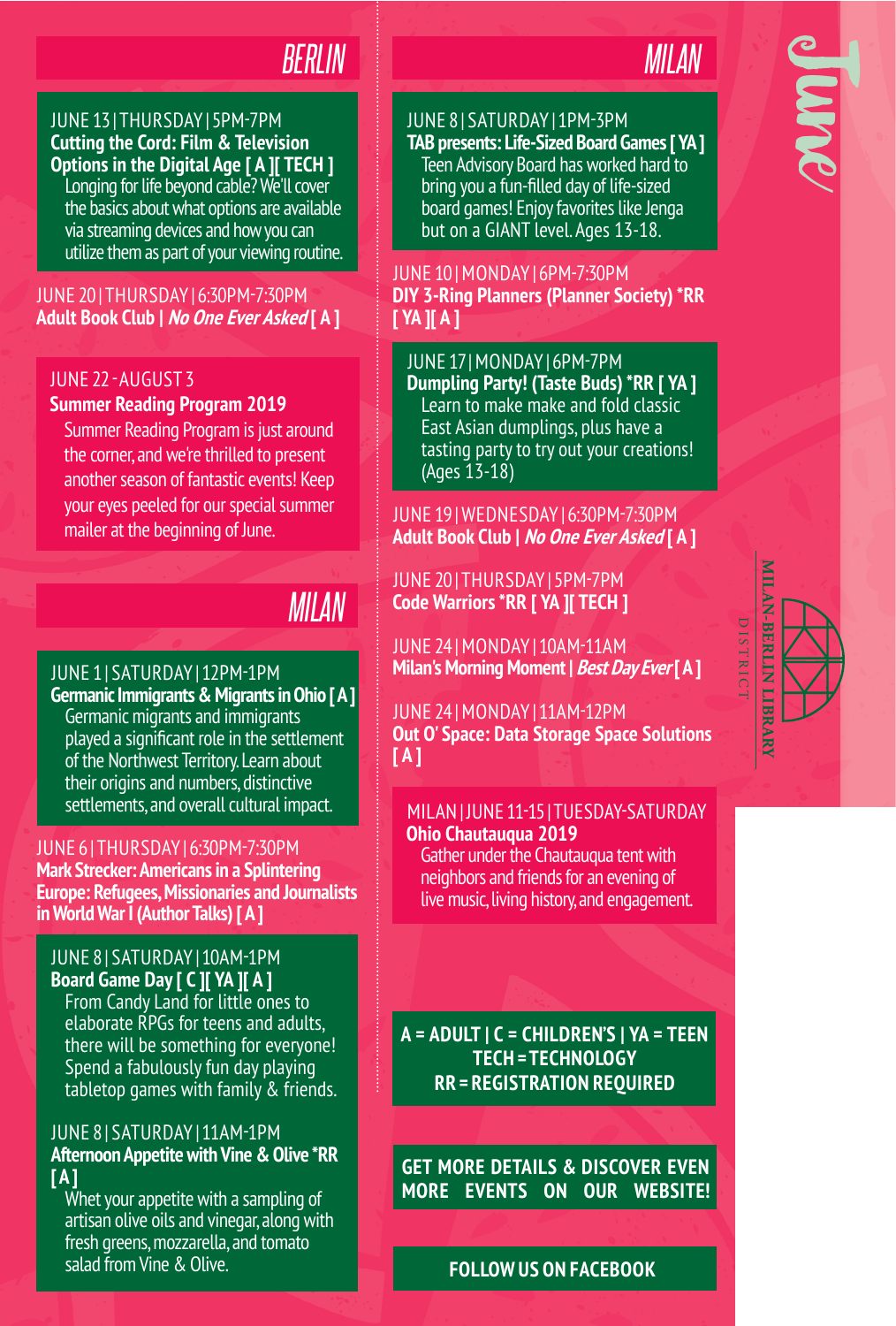# June

## BERLIN

JUNE 13 | THURSDAY | 5PM-7PM
**Cutting the Cord: Film & Television Options in the Digital Age [ A ][ TECH ]**
Longing for life beyond cable? We'll cover the basics about what options are available via streaming devices and how you can utilize them as part of your viewing routine.

JUNE 20 | THURSDAY | 6:30PM-7:30PM
**Adult Book Club | *No One Ever Asked* [ A ]**

JUNE 22 - AUGUST 3
**Summer Reading Program 2019**
Summer Reading Program is just around the corner, and we're thrilled to present another season of fantastic events! Keep your eyes peeled for our special summer mailer at the beginning of June.

## MILAN

JUNE 1 | SATURDAY | 12PM-1PM
**Germanic Immigrants & Migrants in Ohio [ A ]**
Germanic migrants and immigrants played a significant role in the settlement of the Northwest Territory. Learn about their origins and numbers, distinctive settlements, and overall cultural impact.

JUNE 6 | THURSDAY | 6:30PM-7:30PM
**Mark Strecker: Americans in a Splintering Europe: Refugees, Missionaries and Journalists in World War I (Author Talks) [ A ]**

JUNE 8 | SATURDAY | 10AM-1PM
**Board Game Day [ C ][ YA ][ A ]**
From Candy Land for little ones to elaborate RPGs for teens and adults, there will be something for everyone! Spend a fabulously fun day playing tabletop games with family & friends.

JUNE 8 | SATURDAY | 11AM-1PM
**Afternoon Appetite with Vine & Olive *RR [ A ]**
Whet your appetite with a sampling of artisan olive oils and vinegar, along with fresh greens, mozzarella, and tomato salad from Vine & Olive.

## MILAN

JUNE 8 | SATURDAY | 1PM-3PM
**TAB presents: Life-Sized Board Games [ YA ]**
Teen Advisory Board has worked hard to bring you a fun-filled day of life-sized board games! Enjoy favorites like Jenga but on a GIANT level. Ages 13-18.

JUNE 10 | MONDAY | 6PM-7:30PM
**DIY 3-Ring Planners (Planner Society) *RR [ YA ][ A ]**

JUNE 17 | MONDAY | 6PM-7PM
**Dumpling Party! (Taste Buds) *RR [ YA ]**
Learn to make make and fold classic East Asian dumplings, plus have a tasting party to try out your creations! (Ages 13-18)

JUNE 19 | WEDNESDAY | 6:30PM-7:30PM
**Adult Book Club | *No One Ever Asked* [ A ]**

JUNE 20 | THURSDAY | 5PM-7PM
**Code Warriors *RR [ YA ][ TECH ]**

JUNE 24 | MONDAY | 10AM-11AM
**Milan's Morning Moment | *Best Day Ever* [ A ]**

JUNE 24 | MONDAY | 11AM-12PM
**Out O' Space: Data Storage Space Solutions [ A ]**

MILAN | JUNE 11-15 | TUESDAY-SATURDAY
**Ohio Chautauqua 2019**
Gather under the Chautauqua tent with neighbors and friends for an evening of live music, living history, and engagement.

**A = ADULT | C = CHILDREN'S | YA = TEEN**
**TECH = TECHNOLOGY**
**RR = REGISTRATION REQUIRED**

**GET MORE DETAILS & DISCOVER EVEN MORE EVENTS ON OUR WEBSITE!**

**FOLLOW US ON FACEBOOK**

MILAN-BERLIN LIBRARY DISTRICT